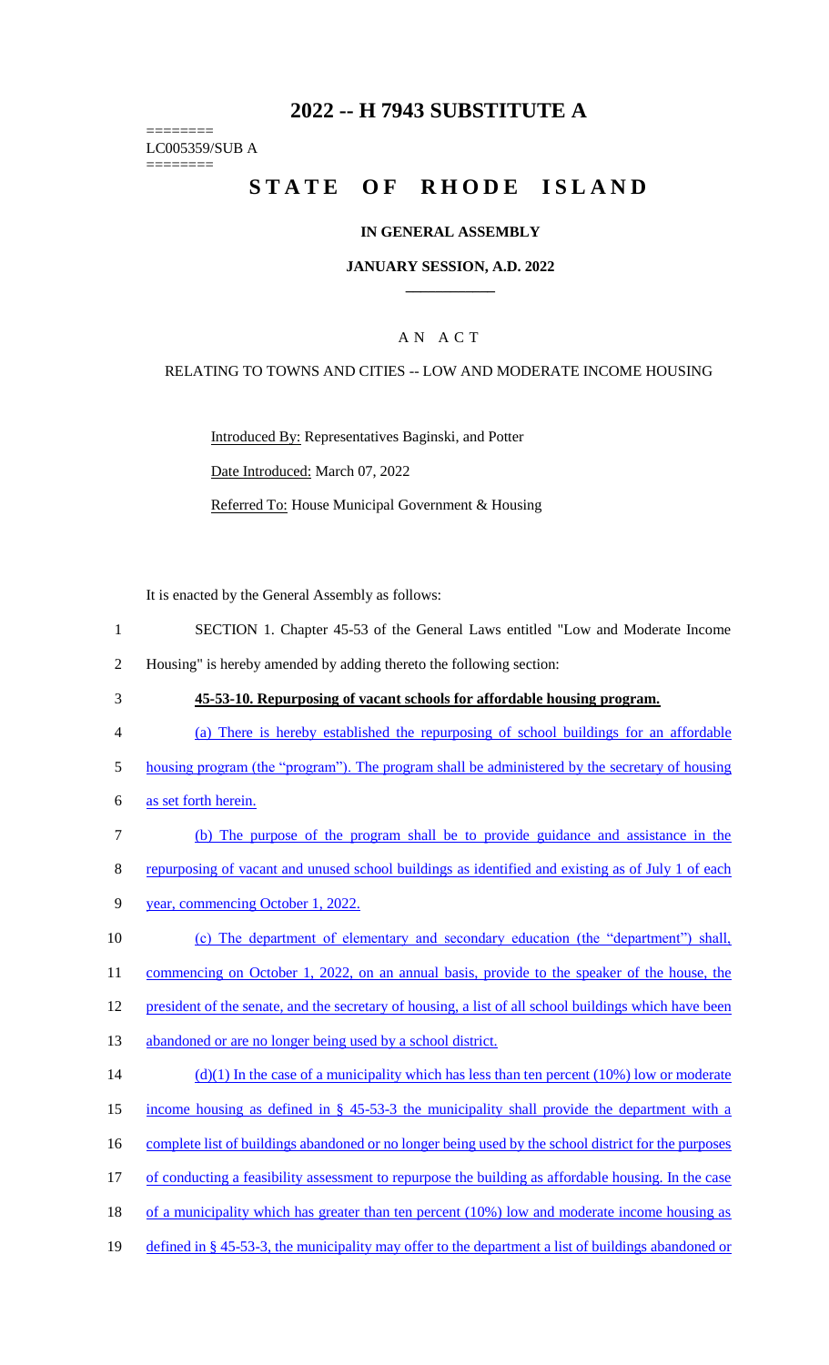# 2022 -- H 7943 SUBSTITUTE A

========
LC005359/SUB A
========

# STATE OF RHODE ISLAND

## IN GENERAL ASSEMBLY

## JANUARY SESSION, A.D. 2022

## A N A C T

RELATING TO TOWNS AND CITIES -- LOW AND MODERATE INCOME HOUSING

Introduced By: Representatives Baginski, and Potter

Date Introduced: March 07, 2022

Referred To: House Municipal Government & Housing

It is enacted by the General Assembly as follows:

1 SECTION 1. Chapter 45-53 of the General Laws entitled "Low and Moderate Income
2 Housing" is hereby amended by adding thereto the following section:

3 **45-53-10. Repurposing of vacant schools for affordable housing program.**

4 (a) There is hereby established the repurposing of school buildings for an affordable
5 housing program (the "program"). The program shall be administered by the secretary of housing
6 as set forth herein.

7 (b) The purpose of the program shall be to provide guidance and assistance in the
8 repurposing of vacant and unused school buildings as identified and existing as of July 1 of each
9 year, commencing October 1, 2022.

10 (c) The department of elementary and secondary education (the "department") shall,
11 commencing on October 1, 2022, on an annual basis, provide to the speaker of the house, the
12 president of the senate, and the secretary of housing, a list of all school buildings which have been
13 abandoned or are no longer being used by a school district.

14 (d)(1) In the case of a municipality which has less than ten percent (10%) low or moderate
15 income housing as defined in § 45-53-3 the municipality shall provide the department with a
16 complete list of buildings abandoned or no longer being used by the school district for the purposes
17 of conducting a feasibility assessment to repurpose the building as affordable housing. In the case
18 of a municipality which has greater than ten percent (10%) low and moderate income housing as
19 defined in § 45-53-3, the municipality may offer to the department a list of buildings abandoned or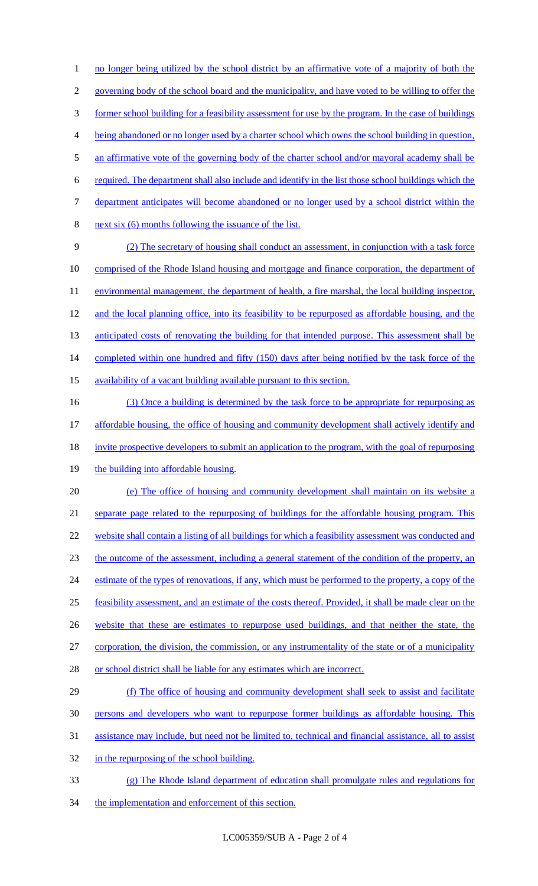no longer being utilized by the school district by an affirmative vote of a majority of both the governing body of the school board and the municipality, and have voted to be willing to offer the former school building for a feasibility assessment for use by the program. In the case of buildings being abandoned or no longer used by a charter school which owns the school building in question, an affirmative vote of the governing body of the charter school and/or mayoral academy shall be required. The department shall also include and identify in the list those school buildings which the department anticipates will become abandoned or no longer used by a school district within the next six (6) months following the issuance of the list.

(2) The secretary of housing shall conduct an assessment, in conjunction with a task force comprised of the Rhode Island housing and mortgage and finance corporation, the department of environmental management, the department of health, a fire marshal, the local building inspector, and the local planning office, into its feasibility to be repurposed as affordable housing, and the anticipated costs of renovating the building for that intended purpose. This assessment shall be completed within one hundred and fifty (150) days after being notified by the task force of the availability of a vacant building available pursuant to this section.

(3) Once a building is determined by the task force to be appropriate for repurposing as affordable housing, the office of housing and community development shall actively identify and invite prospective developers to submit an application to the program, with the goal of repurposing the building into affordable housing.

(e) The office of housing and community development shall maintain on its website a separate page related to the repurposing of buildings for the affordable housing program. This website shall contain a listing of all buildings for which a feasibility assessment was conducted and the outcome of the assessment, including a general statement of the condition of the property, an estimate of the types of renovations, if any, which must be performed to the property, a copy of the feasibility assessment, and an estimate of the costs thereof. Provided, it shall be made clear on the website that these are estimates to repurpose used buildings, and that neither the state, the corporation, the division, the commission, or any instrumentality of the state or of a municipality or school district shall be liable for any estimates which are incorrect.

(f) The office of housing and community development shall seek to assist and facilitate persons and developers who want to repurpose former buildings as affordable housing. This assistance may include, but need not be limited to, technical and financial assistance, all to assist in the repurposing of the school building.

(g) The Rhode Island department of education shall promulgate rules and regulations for the implementation and enforcement of this section.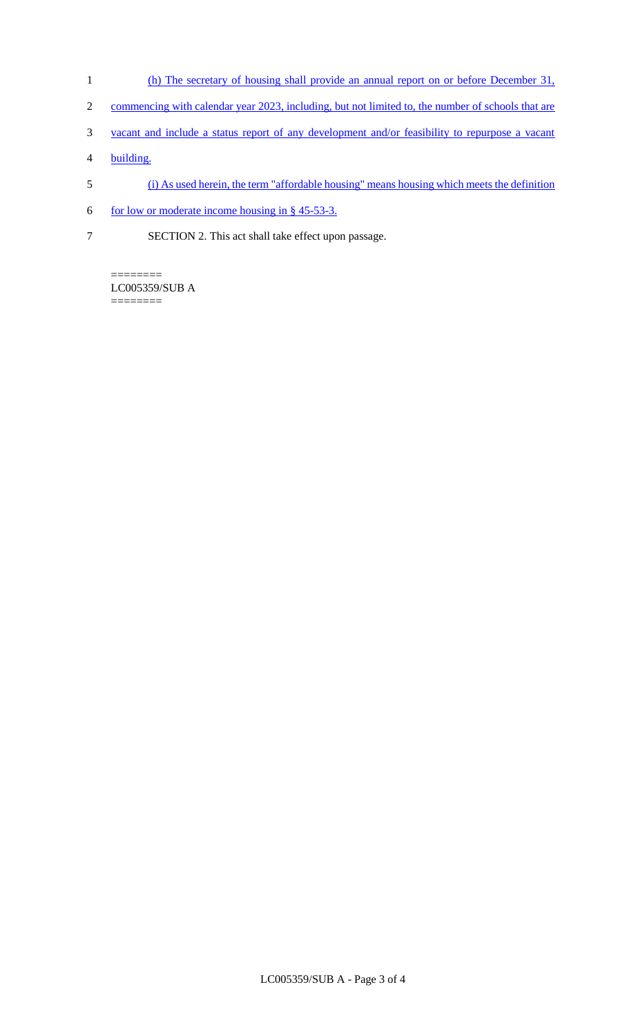(h) The secretary of housing shall provide an annual report on or before December 31, commencing with calendar year 2023, including, but not limited to, the number of schools that are vacant and include a status report of any development and/or feasibility to repurpose a vacant building.

(i) As used herein, the term "affordable housing" means housing which meets the definition for low or moderate income housing in § 45-53-3.

SECTION 2. This act shall take effect upon passage.

========
LC005359/SUB A
========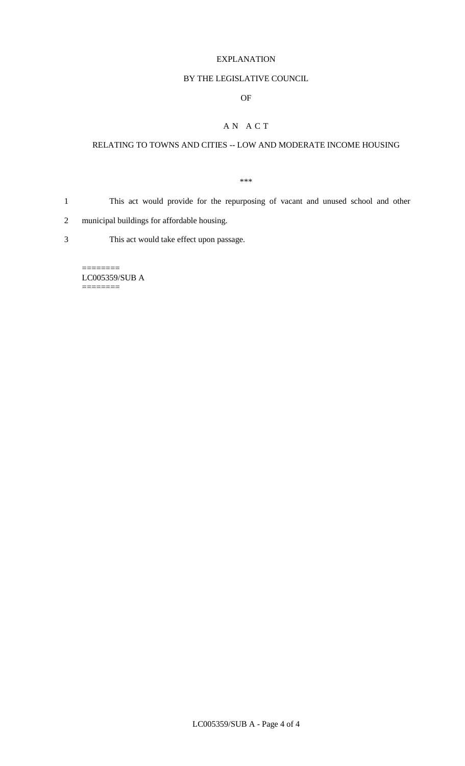EXPLANATION

BY THE LEGISLATIVE COUNCIL

OF

A N A C T

RELATING TO TOWNS AND CITIES -- LOW AND MODERATE INCOME HOUSING

\*\*\*

1 This act would provide for the repurposing of vacant and unused school and other
2 municipal buildings for affordable housing.

3 This act would take effect upon passage.

========
LC005359/SUB A
========